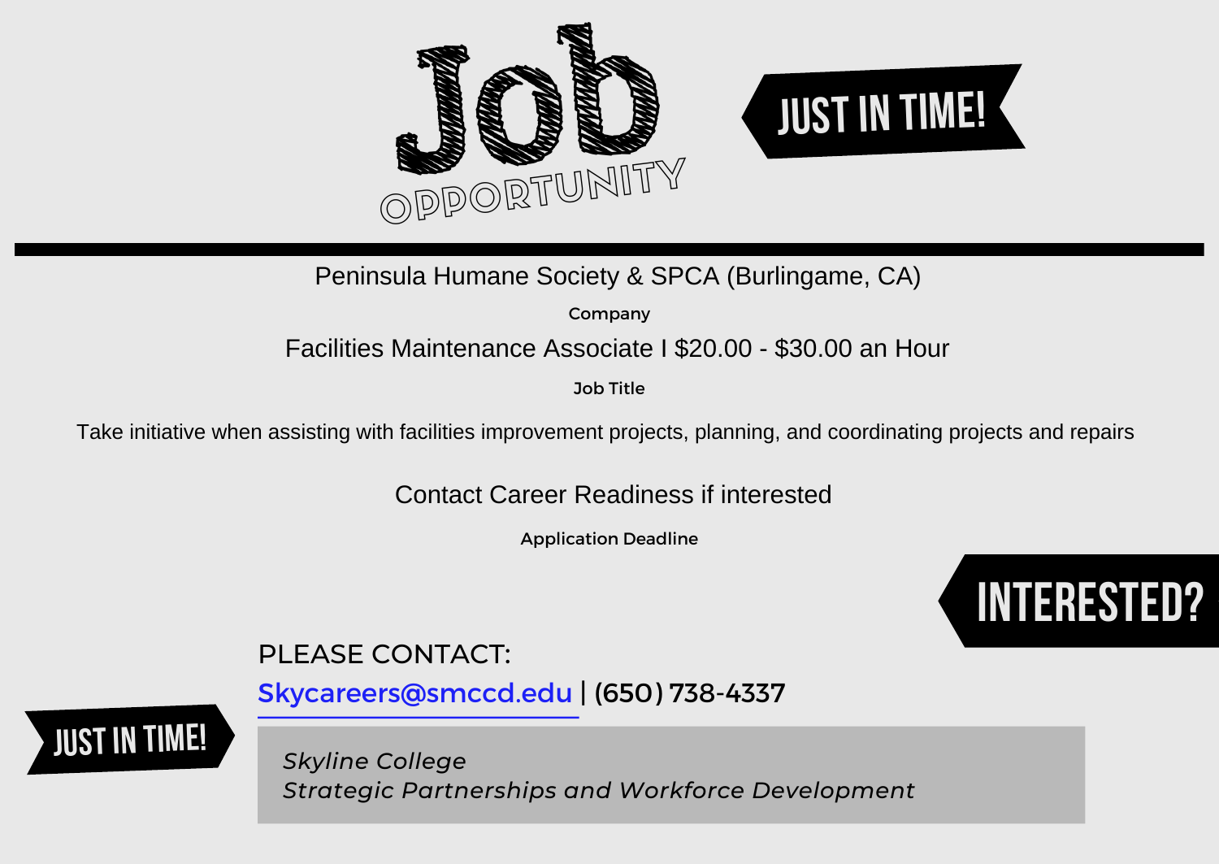# Job OPPORTUNITY

**JUST IN TIME!**

Peninsula Humane Society & SPCA (Burlingame, CA)

**Company**

Facilities Maintenance Associate I $20.00 - $30.00 an Hour

**Job Title**

Take initiative when assisting with facilities improvement projects, planning, and coordinating projects and repairs

Contact Career Readiness if interested

**Application Deadline**

**INTERESTED?**

PLEASE CONTACT:

Skycareers@smccd.edu | (650) 738-4337

**JUST IN TIME!**

*Skyline College*
*Strategic Partnerships and Workforce Development*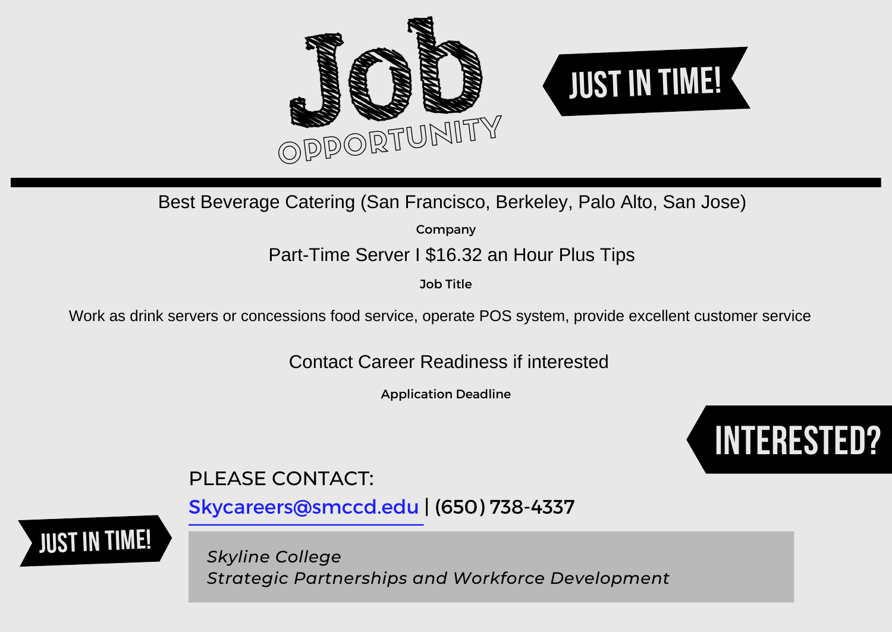# Job Opportunity

**JUST IN TIME!**

---

Best Beverage Catering (San Francisco, Berkeley, Palo Alto, San Jose)

**Company**

Part-Time Server I $16.32 an Hour Plus Tips

**Job Title**

Work as drink servers or concessions food service, operate POS system, provide excellent customer service

Contact Career Readiness if interested

**Application Deadline**

**INTERESTED?**

PLEASE CONTACT:

Skycareers@smccd.edu | (650) 738-4337

**JUST IN TIME!**

*Skyline College*
*Strategic Partnerships and Workforce Development*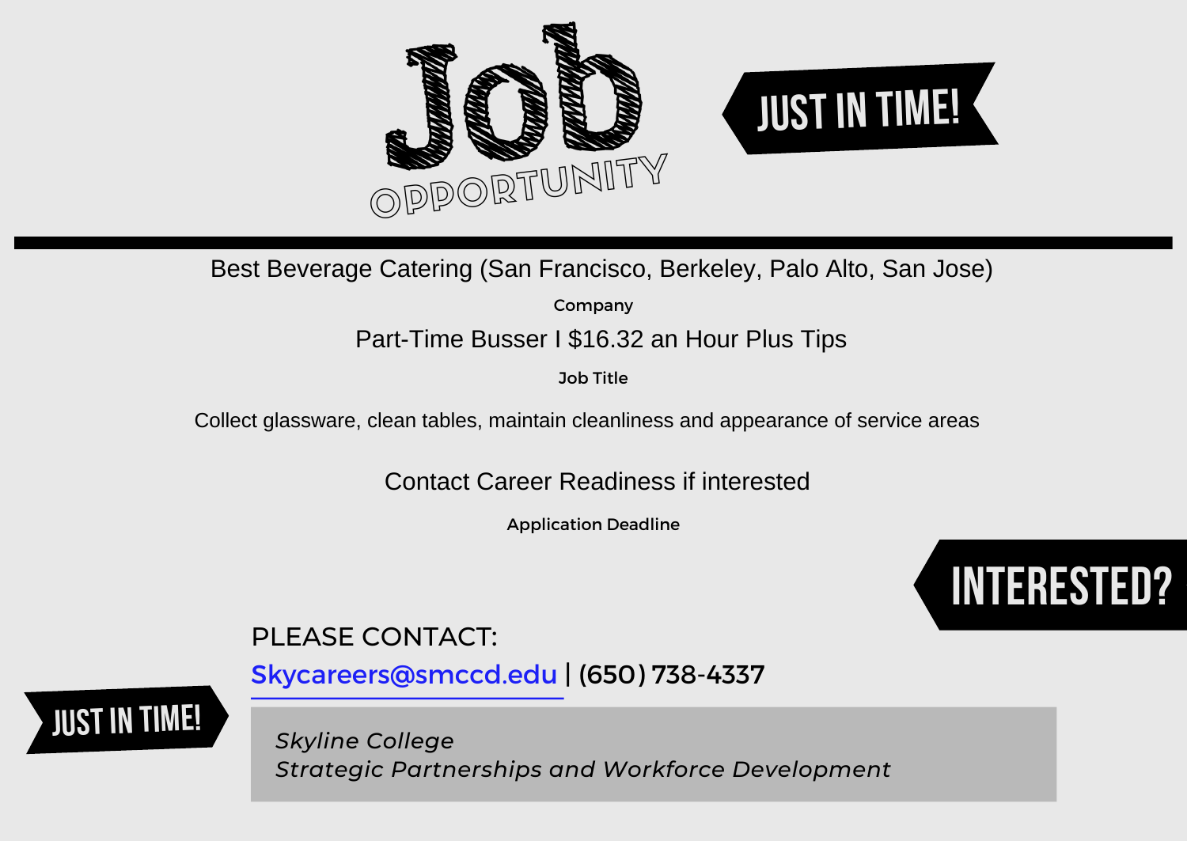# Job OPPORTUNITY

JUST IN TIME!

---

Best Beverage Catering (San Francisco, Berkeley, Palo Alto, San Jose)

**Company**

Part-Time Busser I $16.32 an Hour Plus Tips

**Job Title**

Collect glassware, clean tables, maintain cleanliness and appearance of service areas

Contact Career Readiness if interested

**Application Deadline**

## INTERESTED?

PLEASE CONTACT:

Skycareers@smccd.edu | (650) 738-4337

JUST IN TIME!

*Skyline College*
*Strategic Partnerships and Workforce Development*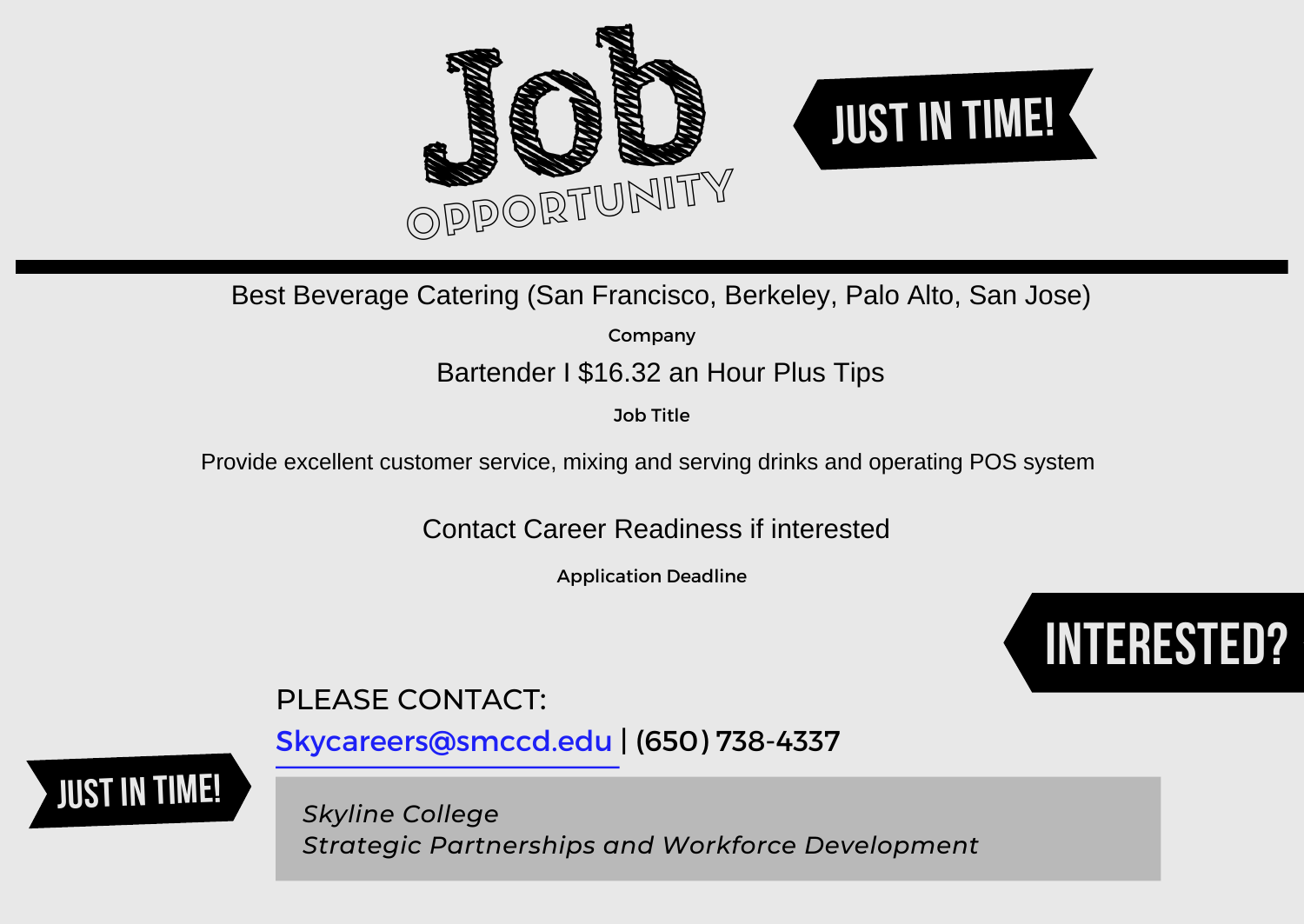# Job OPPORTUNITY

**JUST IN TIME!**

---

Best Beverage Catering (San Francisco, Berkeley, Palo Alto, San Jose)

**Company**

Bartender I $16.32 an Hour Plus Tips

**Job Title**

Provide excellent customer service, mixing and serving drinks and operating POS system

Contact Career Readiness if interested

**Application Deadline**

## INTERESTED?

PLEASE CONTACT:

Skycareers@smccd.edu | (650) 738-4337

**JUST IN TIME!**

*Skyline College*
*Strategic Partnerships and Workforce Development*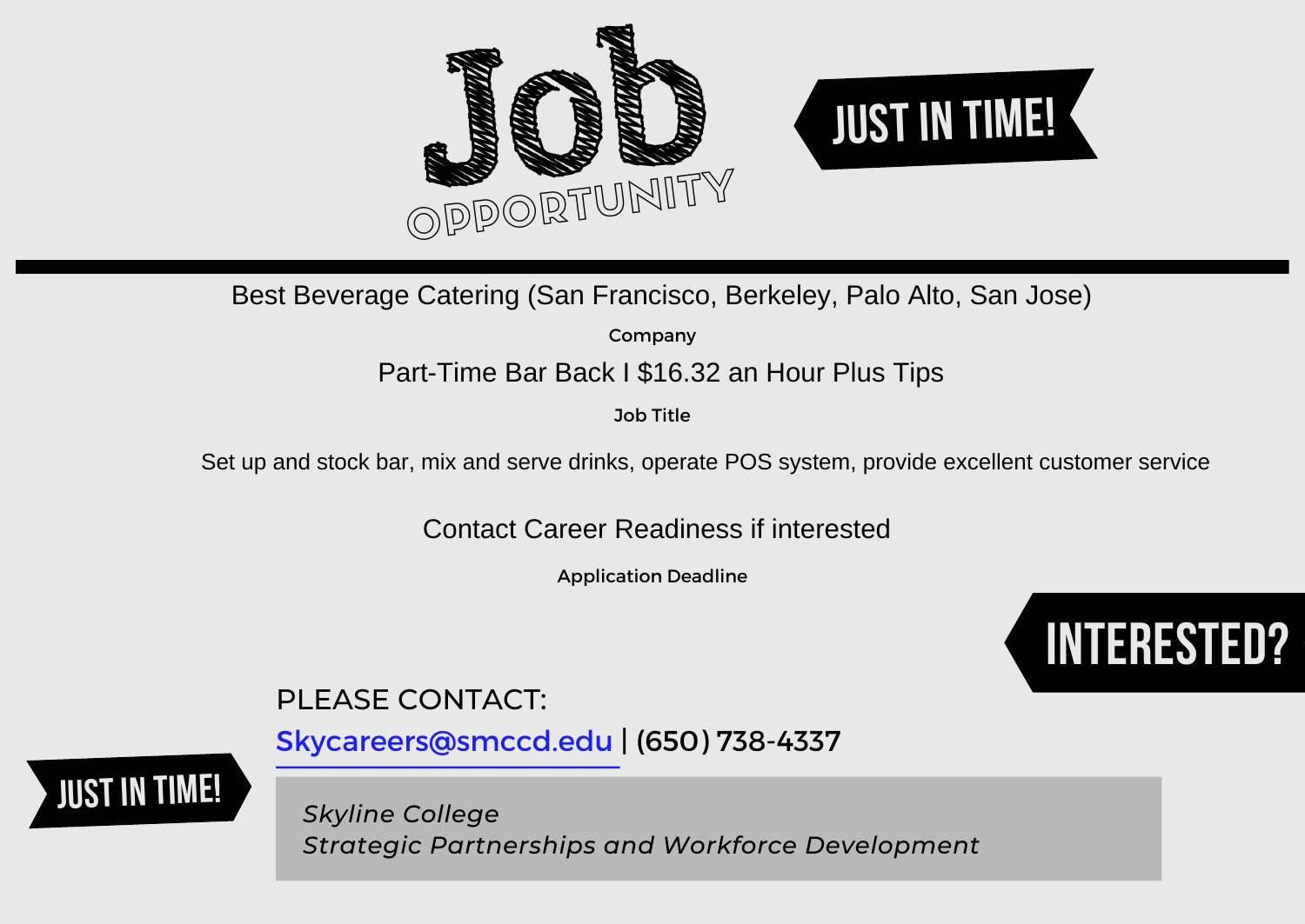# Job OPPORTUNITY

JUST IN TIME!

---

Best Beverage Catering (San Francisco, Berkeley, Palo Alto, San Jose)

**Company**

Part-Time Bar Back I $16.32 an Hour Plus Tips

**Job Title**

Set up and stock bar, mix and serve drinks, operate POS system, provide excellent customer service

Contact Career Readiness if interested

**Application Deadline**

## INTERESTED?

PLEASE CONTACT:

Skycareers@smccd.edu | (650) 738-4337

JUST IN TIME!

*Skyline College*
*Strategic Partnerships and Workforce Development*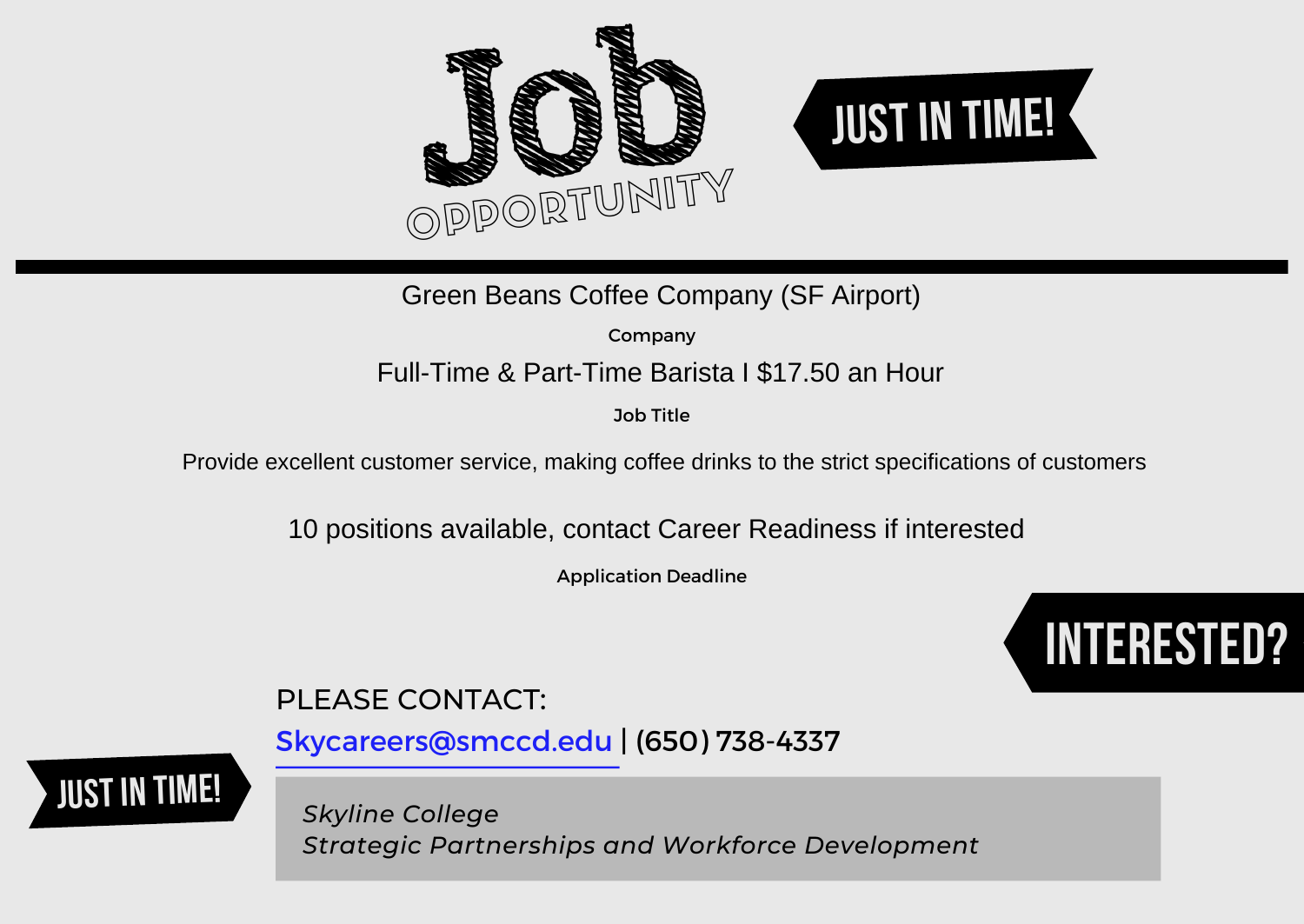# Job OPPORTUNITY

JUST IN TIME!

---

Green Beans Coffee Company (SF Airport)

**Company**

Full-Time & Part-Time Barista I $17.50 an Hour

**Job Title**

Provide excellent customer service, making coffee drinks to the strict specifications of customers

10 positions available, contact Career Readiness if interested

**Application Deadline**

INTERESTED?

PLEASE CONTACT:

Skycareers@smccd.edu | (650) 738-4337

JUST IN TIME!

*Skyline College*
*Strategic Partnerships and Workforce Development*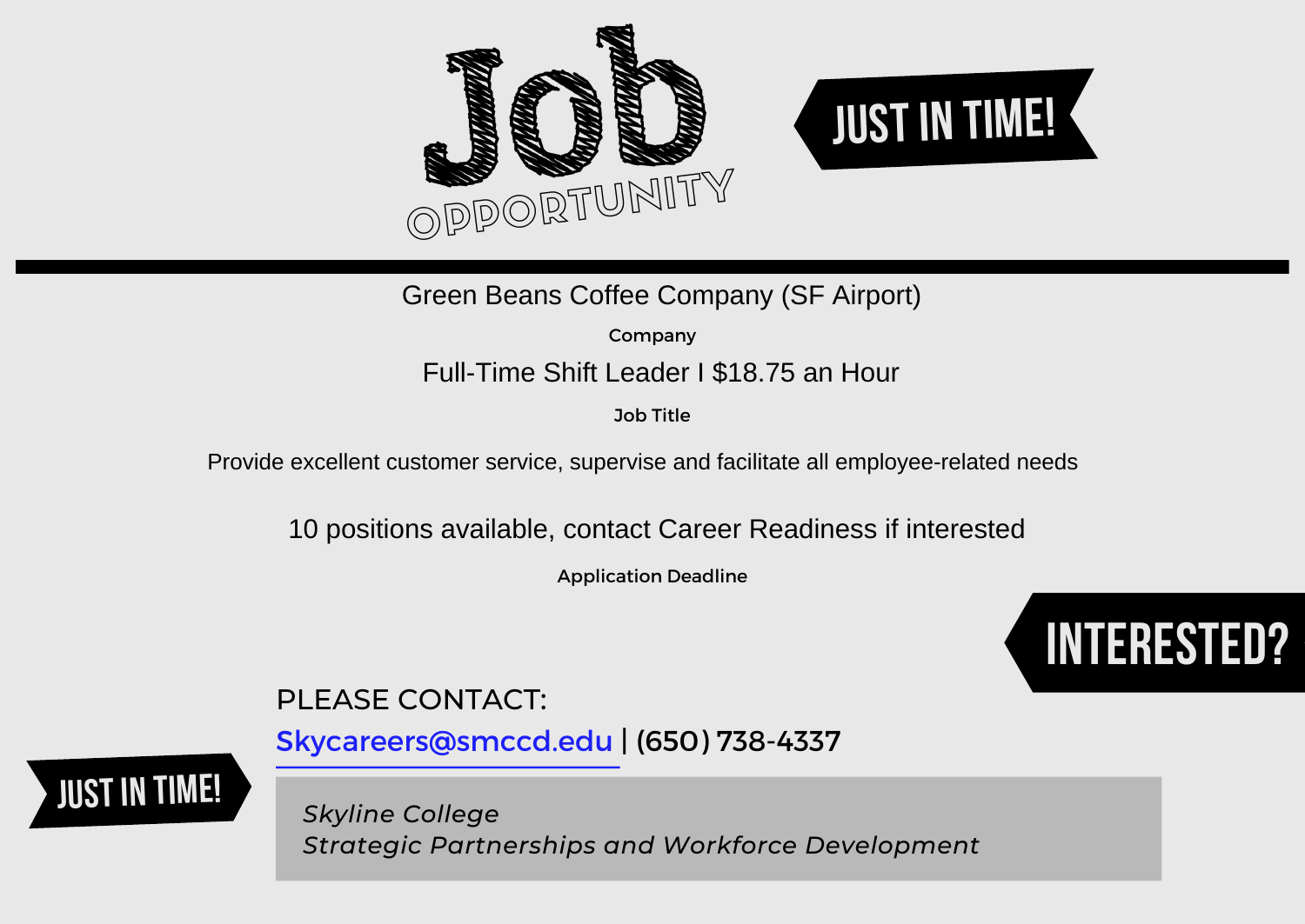# Job OPPORTUNITY

JUST IN TIME!

---

Green Beans Coffee Company (SF Airport)

**Company**

Full-Time Shift Leader I $18.75 an Hour

**Job Title**

Provide excellent customer service, supervise and facilitate all employee-related needs

10 positions available, contact Career Readiness if interested

**Application Deadline**

INTERESTED?

PLEASE CONTACT:

Skycareers@smccd.edu | (650) 738-4337

JUST IN TIME!

*Skyline College*
*Strategic Partnerships and Workforce Development*